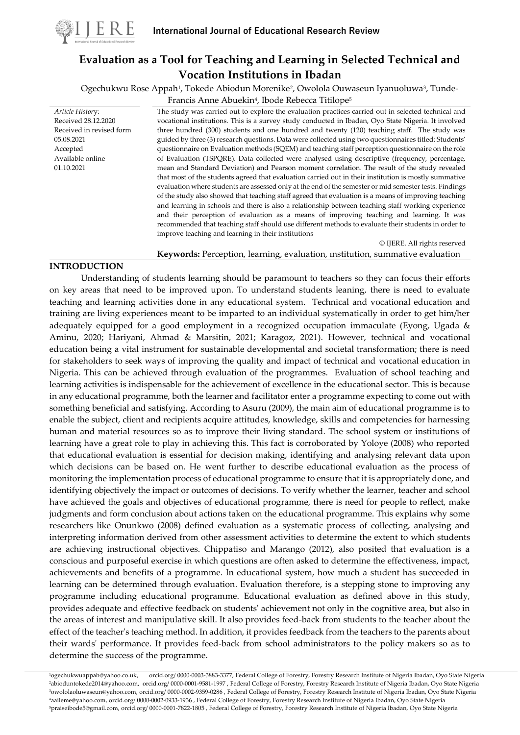# Evaluation as a Tool for Teaching and Learning in Selected Technical and Vocation Institutions in Ibadan

Ogechukwu Rose Appah[1], Tokede Abiodun Morenike[2], Owolola Ouwaseun Iyanuoluwa[3], Tunde-Francis Anne Abuekin[4], Ibode Rebecca Titilope[5]

*Article History*:
Received 28.12.2020
Received in revised form 05.08.2021
Accepted
Available online 01.10.2021

The study was carried out to explore the evaluation practices carried out in selected technical and vocational institutions. This is a survey study conducted in Ibadan, Oyo State Nigeria. It involved three hundred (300) students and one hundred and twenty (120) teaching staff. The study was guided by three (3) research questions. Data were collected using two questionnaires titled: Students' questionnaire on Evaluation methods (SQEM) and teaching staff perception questionnaire on the role of Evaluation (TSPQRE). Data collected were analysed using descriptive (frequency, percentage, mean and Standard Deviation) and Pearson moment correlation. The result of the study revealed that most of the students agreed that evaluation carried out in their institution is mostly summative evaluation where students are assessed only at the end of the semester or mid semester tests. Findings of the study also showed that teaching staff agreed that evaluation is a means of improving teaching and learning in schools and there is also a relationship between teaching staff working experience and their perception of evaluation as a means of improving teaching and learning. It was recommended that teaching staff should use different methods to evaluate their students in order to improve teaching and learning in their institutions

© IJERE. All rights reserved

**Keywords:** Perception, learning, evaluation, ınstitution, summative evaluation

## INTRODUCTION

Understanding of students learning should be paramount to teachers so they can focus their efforts on key areas that need to be improved upon. To understand students leaning, there is need to evaluate teaching and learning activities done in any educational system. Technical and vocational education and training are living experiences meant to be imparted to an individual systematically in order to get him/her adequately equipped for a good employment in a recognized occupation immaculate (Eyong, Ugada & Aminu, 2020; Hariyani, Ahmad & Marsitin, 2021; Karagoz, 2021). However, technical and vocational education being a vital instrument for sustainable developmental and societal transformation; there is need for stakeholders to seek ways of improving the quality and impact of technical and vocational education in Nigeria. This can be achieved through evaluation of the programmes. Evaluation of school teaching and learning activities is indispensable for the achievement of excellence in the educational sector. This is because in any educational programme, both the learner and facilitator enter a programme expecting to come out with something beneficial and satisfying. According to Asuru (2009), the main aim of educational programme is to enable the subject, client and recipients acquire attitudes, knowledge, skills and competencies for harnessing human and material resources so as to improve their living standard. The school system or institutions of learning have a great role to play in achieving this. This fact is corroborated by Yoloye (2008) who reported that educational evaluation is essential for decision making, identifying and analysing relevant data upon which decisions can be based on. He went further to describe educational evaluation as the process of monitoring the implementation process of educational programme to ensure that it is appropriately done, and identifying objectively the impact or outcomes of decisions. To verify whether the learner, teacher and school have achieved the goals and objectives of educational programme, there is need for people to reflect, make judgments and form conclusion about actions taken on the educational programme. This explains why some researchers like Onunkwo (2008) defined evaluation as a systematic process of collecting, analysing and interpreting information derived from other assessment activities to determine the extent to which students are achieving instructional objectives. Chippatiso and Marango (2012), also posited that evaluation is a conscious and purposeful exercise in which questions are often asked to determine the effectiveness, impact, achievements and benefits of a programme. In educational system, how much a student has succeeded in learning can be determined through evaluation. Evaluation therefore, is a stepping stone to improving any programme including educational programme. Educational evaluation as defined above in this study, provides adequate and effective feedback on students' achievement not only in the cognitive area, but also in the areas of interest and manipulative skill. It also provides feed-back from students to the teacher about the effect of the teacher's teaching method. In addition, it provides feedback from the teachers to the parents about their wards' performance. It provides feed-back from school administrators to the policy makers so as to determine the success of the programme.

---

[1]ogechukwuappah@yahoo.co.uk, orcid.org/ 0000-0003-3883-3377, Federal College of Forestry, Forestry Research Institute of Nigeria Ibadan, Oyo State Nigeria
[2]abioduntokede2014@yahoo.com, orcid.org/ 0000-0001-9581-1997 , Federal College of Forestry, Forestry Research Institute of Nigeria Ibadan, Oyo State Nigeria
[3]owololaoluwaseun@yahoo.com, orcid.org/ 0000-0002-9359-0286 , Federal College of Forestry, Forestry Research Institute of Nigeria Ibadan, Oyo State Nigeria
[4]aaileme@yahoo.com, orcid.org/ 0000-0002-0933-1936 , Federal College of Forestry, Forestry Research Institute of Nigeria Ibadan, Oyo State Nigeria
[5]praiseibode5@gmail.com, orcid.org/ 0000-0001-7822-1805 , Federal College of Forestry, Forestry Research Institute of Nigeria Ibadan, Oyo State Nigeria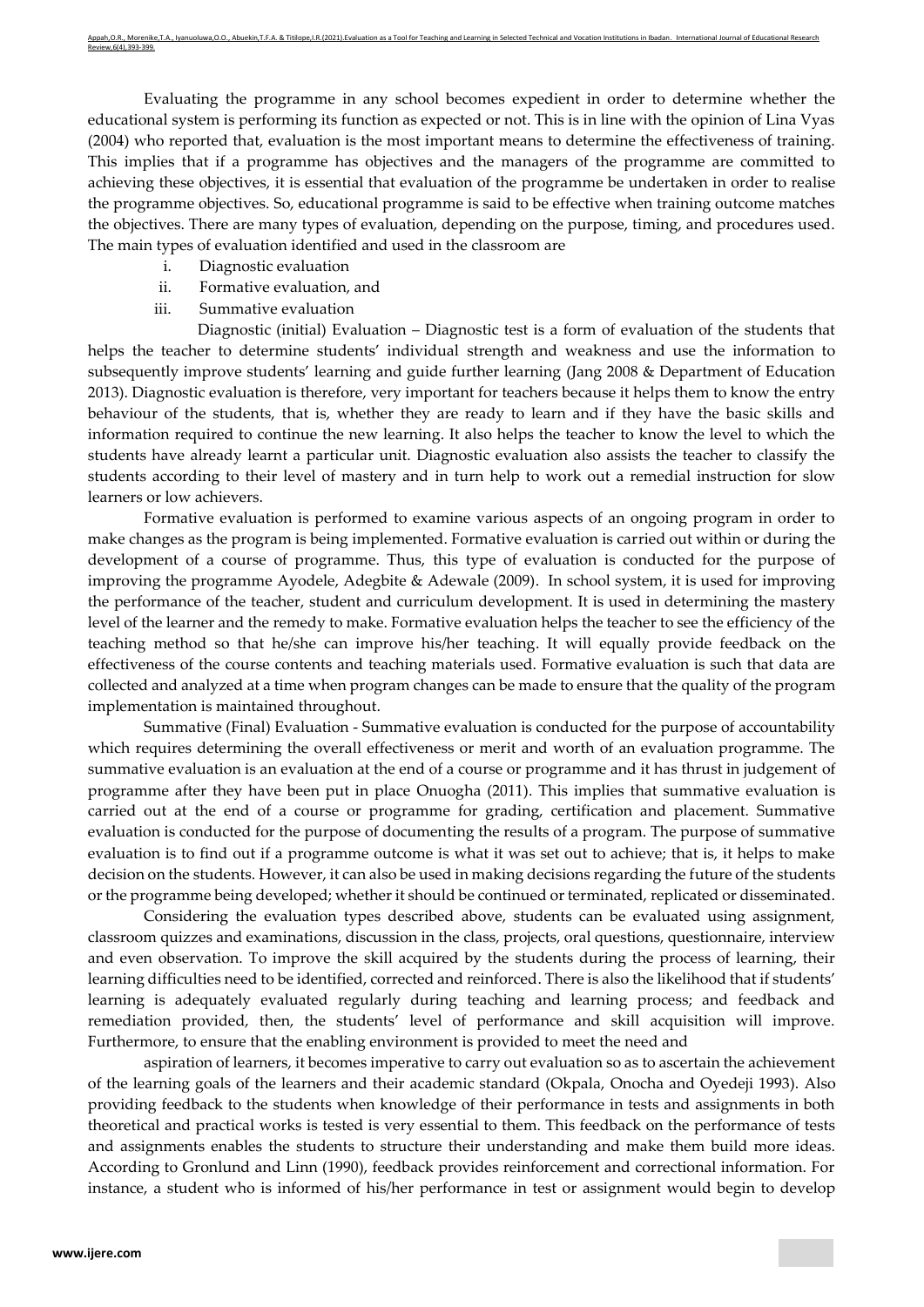Evaluating the programme in any school becomes expedient in order to determine whether the educational system is performing its function as expected or not. This is in line with the opinion of Lina Vyas (2004) who reported that, evaluation is the most important means to determine the effectiveness of training. This implies that if a programme has objectives and the managers of the programme are committed to achieving these objectives, it is essential that evaluation of the programme be undertaken in order to realise the programme objectives. So, educational programme is said to be effective when training outcome matches the objectives. There are many types of evaluation, depending on the purpose, timing, and procedures used. The main types of evaluation identified and used in the classroom are

i. Diagnostic evaluation
ii. Formative evaluation, and
iii. Summative evaluation

Diagnostic (initial) Evaluation – Diagnostic test is a form of evaluation of the students that helps the teacher to determine students' individual strength and weakness and use the information to subsequently improve students' learning and guide further learning (Jang 2008 & Department of Education 2013). Diagnostic evaluation is therefore, very important for teachers because it helps them to know the entry behaviour of the students, that is, whether they are ready to learn and if they have the basic skills and information required to continue the new learning. It also helps the teacher to know the level to which the students have already learnt a particular unit. Diagnostic evaluation also assists the teacher to classify the students according to their level of mastery and in turn help to work out a remedial instruction for slow learners or low achievers.

Formative evaluation is performed to examine various aspects of an ongoing program in order to make changes as the program is being implemented. Formative evaluation is carried out within or during the development of a course of programme. Thus, this type of evaluation is conducted for the purpose of improving the programme Ayodele, Adegbite & Adewale (2009). In school system, it is used for improving the performance of the teacher, student and curriculum development. It is used in determining the mastery level of the learner and the remedy to make. Formative evaluation helps the teacher to see the efficiency of the teaching method so that he/she can improve his/her teaching. It will equally provide feedback on the effectiveness of the course contents and teaching materials used. Formative evaluation is such that data are collected and analyzed at a time when program changes can be made to ensure that the quality of the program implementation is maintained throughout.

Summative (Final) Evaluation - Summative evaluation is conducted for the purpose of accountability which requires determining the overall effectiveness or merit and worth of an evaluation programme. The summative evaluation is an evaluation at the end of a course or programme and it has thrust in judgement of programme after they have been put in place Onuogha (2011). This implies that summative evaluation is carried out at the end of a course or programme for grading, certification and placement. Summative evaluation is conducted for the purpose of documenting the results of a program. The purpose of summative evaluation is to find out if a programme outcome is what it was set out to achieve; that is, it helps to make decision on the students. However, it can also be used in making decisions regarding the future of the students or the programme being developed; whether it should be continued or terminated, replicated or disseminated.

Considering the evaluation types described above, students can be evaluated using assignment, classroom quizzes and examinations, discussion in the class, projects, oral questions, questionnaire, interview and even observation. To improve the skill acquired by the students during the process of learning, their learning difficulties need to be identified, corrected and reinforced. There is also the likelihood that if students' learning is adequately evaluated regularly during teaching and learning process; and feedback and remediation provided, then, the students' level of performance and skill acquisition will improve. Furthermore, to ensure that the enabling environment is provided to meet the need and aspiration of learners, it becomes imperative to carry out evaluation so as to ascertain the achievement of the learning goals of the learners and their academic standard (Okpala, Onocha and Oyedeji 1993). Also providing feedback to the students when knowledge of their performance in tests and assignments in both theoretical and practical works is tested is very essential to them. This feedback on the performance of tests and assignments enables the students to structure their understanding and make them build more ideas. According to Gronlund and Linn (1990), feedback provides reinforcement and correctional information. For instance, a student who is informed of his/her performance in test or assignment would begin to develop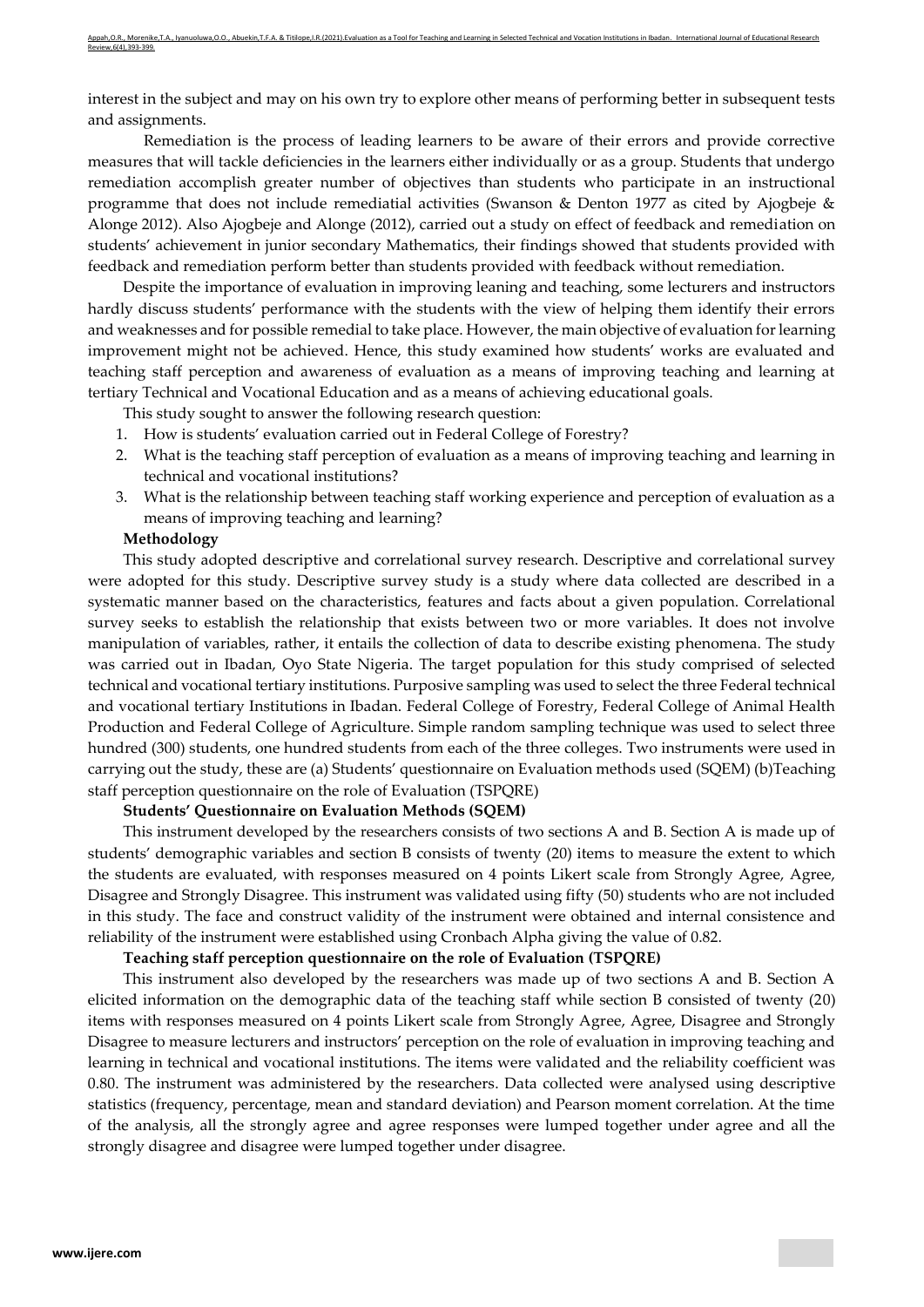interest in the subject and may on his own try to explore other means of performing better in subsequent tests and assignments.

Remediation is the process of leading learners to be aware of their errors and provide corrective measures that will tackle deficiencies in the learners either individually or as a group. Students that undergo remediation accomplish greater number of objectives than students who participate in an instructional programme that does not include remediatial activities (Swanson & Denton 1977 as cited by Ajogbeje & Alonge 2012). Also Ajogbeje and Alonge (2012), carried out a study on effect of feedback and remediation on students' achievement in junior secondary Mathematics, their findings showed that students provided with feedback and remediation perform better than students provided with feedback without remediation.

Despite the importance of evaluation in improving leaning and teaching, some lecturers and instructors hardly discuss students' performance with the students with the view of helping them identify their errors and weaknesses and for possible remedial to take place. However, the main objective of evaluation for learning improvement might not be achieved. Hence, this study examined how students' works are evaluated and teaching staff perception and awareness of evaluation as a means of improving teaching and learning at tertiary Technical and Vocational Education and as a means of achieving educational goals.

This study sought to answer the following research question:

1. How is students' evaluation carried out in Federal College of Forestry?
2. What is the teaching staff perception of evaluation as a means of improving teaching and learning in technical and vocational institutions?
3. What is the relationship between teaching staff working experience and perception of evaluation as a means of improving teaching and learning?

**Methodology**

This study adopted descriptive and correlational survey research. Descriptive and correlational survey were adopted for this study. Descriptive survey study is a study where data collected are described in a systematic manner based on the characteristics, features and facts about a given population. Correlational survey seeks to establish the relationship that exists between two or more variables. It does not involve manipulation of variables, rather, it entails the collection of data to describe existing phenomena. The study was carried out in Ibadan, Oyo State Nigeria. The target population for this study comprised of selected technical and vocational tertiary institutions. Purposive sampling was used to select the three Federal technical and vocational tertiary Institutions in Ibadan. Federal College of Forestry, Federal College of Animal Health Production and Federal College of Agriculture. Simple random sampling technique was used to select three hundred (300) students, one hundred students from each of the three colleges. Two instruments were used in carrying out the study, these are (a) Students' questionnaire on Evaluation methods used (SQEM) (b)Teaching staff perception questionnaire on the role of Evaluation (TSPQRE)

**Students' Questionnaire on Evaluation Methods (SQEM)**

This instrument developed by the researchers consists of two sections A and B. Section A is made up of students' demographic variables and section B consists of twenty (20) items to measure the extent to which the students are evaluated, with responses measured on 4 points Likert scale from Strongly Agree, Agree, Disagree and Strongly Disagree. This instrument was validated using fifty (50) students who are not included in this study. The face and construct validity of the instrument were obtained and internal consistence and reliability of the instrument were established using Cronbach Alpha giving the value of 0.82.

**Teaching staff perception questionnaire on the role of Evaluation (TSPQRE)**

This instrument also developed by the researchers was made up of two sections A and B. Section A elicited information on the demographic data of the teaching staff while section B consisted of twenty (20) items with responses measured on 4 points Likert scale from Strongly Agree, Agree, Disagree and Strongly Disagree to measure lecturers and instructors' perception on the role of evaluation in improving teaching and learning in technical and vocational institutions. The items were validated and the reliability coefficient was 0.80. The instrument was administered by the researchers. Data collected were analysed using descriptive statistics (frequency, percentage, mean and standard deviation) and Pearson moment correlation. At the time of the analysis, all the strongly agree and agree responses were lumped together under agree and all the strongly disagree and disagree were lumped together under disagree.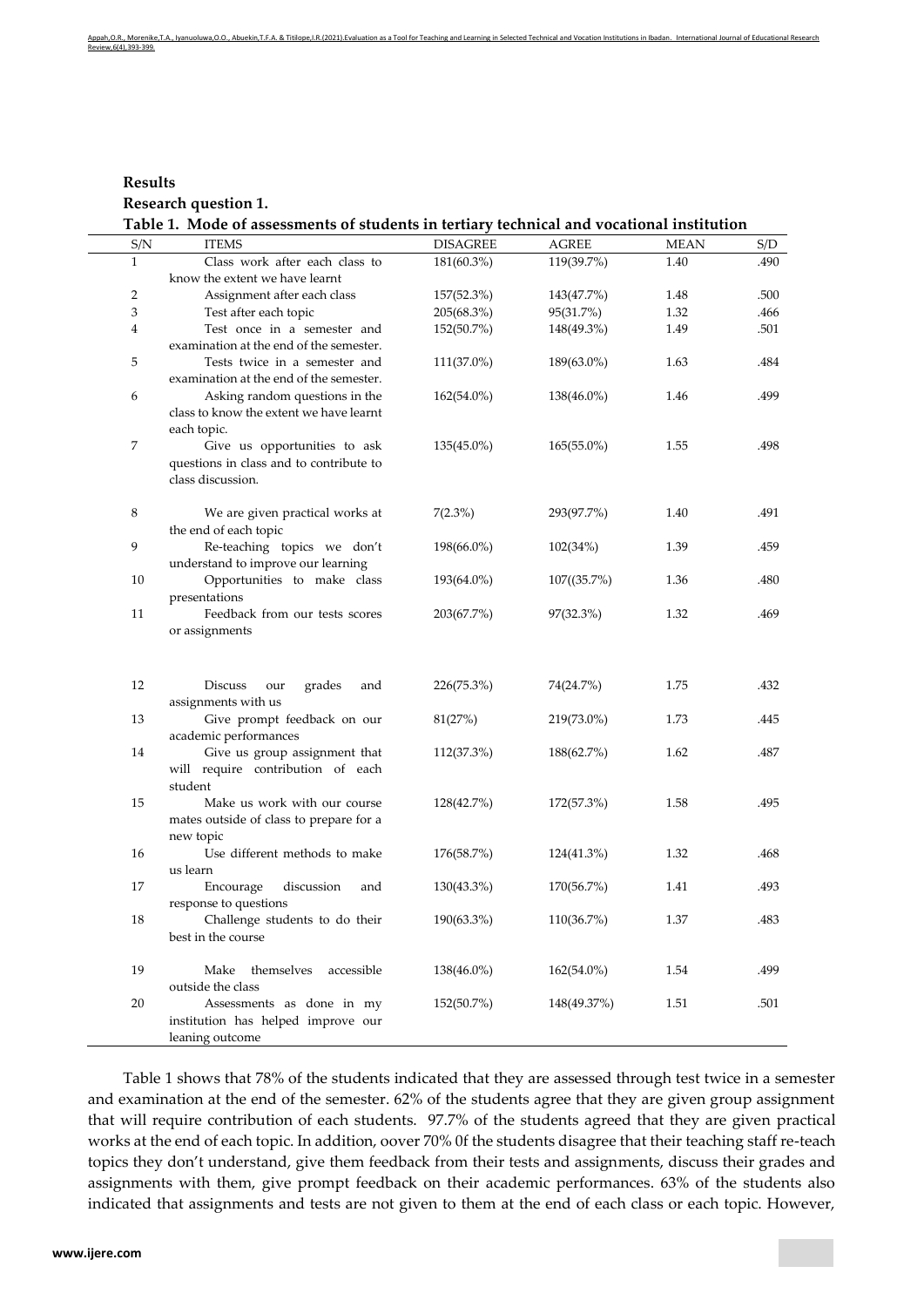**Results**

**Research question 1.**

**Table 1. Mode of assessments of students in tertiary technical and vocational institution**

| S/N | ITEMS | DISAGREE | AGREE | MEAN | S/D |
|---|---|---|---|---|---|
| 1 | Class work after each class to know the extent we have learnt | 181(60.3%) | 119(39.7%) | 1.40 | .490 |
| 2 | Assignment after each class | 157(52.3%) | 143(47.7%) | 1.48 | .500 |
| 3 | Test after each topic | 205(68.3%) | 95(31.7%) | 1.32 | .466 |
| 4 | Test once in a semester and examination at the end of the semester. | 152(50.7%) | 148(49.3%) | 1.49 | .501 |
| 5 | Tests twice in a semester and examination at the end of the semester. | 111(37.0%) | 189(63.0%) | 1.63 | .484 |
| 6 | Asking random questions in the class to know the extent we have learnt each topic. | 162(54.0%) | 138(46.0%) | 1.46 | .499 |
| 7 | Give us opportunities to ask questions in class and to contribute to class discussion. | 135(45.0%) | 165(55.0%) | 1.55 | .498 |
| 8 | We are given practical works at the end of each topic | 7(2.3%) | 293(97.7%) | 1.40 | .491 |
| 9 | Re-teaching topics we don't understand to improve our learning | 198(66.0%) | 102(34%) | 1.39 | .459 |
| 10 | Opportunities to make class presentations | 193(64.0%) | 107((35.7%) | 1.36 | .480 |
| 11 | Feedback from our tests scores or assignments | 203(67.7%) | 97(32.3%) | 1.32 | .469 |
| 12 | Discuss our grades and assignments with us | 226(75.3%) | 74(24.7%) | 1.75 | .432 |
| 13 | Give prompt feedback on our academic performances | 81(27%) | 219(73.0%) | 1.73 | .445 |
| 14 | Give us group assignment that will require contribution of each student | 112(37.3%) | 188(62.7%) | 1.62 | .487 |
| 15 | Make us work with our course mates outside of class to prepare for a new topic | 128(42.7%) | 172(57.3%) | 1.58 | .495 |
| 16 | Use different methods to make us learn | 176(58.7%) | 124(41.3%) | 1.32 | .468 |
| 17 | Encourage discussion and response to questions | 130(43.3%) | 170(56.7%) | 1.41 | .493 |
| 18 | Challenge students to do their best in the course | 190(63.3%) | 110(36.7%) | 1.37 | .483 |
| 19 | Make themselves accessible outside the class | 138(46.0%) | 162(54.0%) | 1.54 | .499 |
| 20 | Assessments as done in my institution has helped improve our leaning outcome | 152(50.7%) | 148(49.37%) | 1.51 | .501 |

Table 1 shows that 78% of the students indicated that they are assessed through test twice in a semester and examination at the end of the semester. 62% of the students agree that they are given group assignment that will require contribution of each students. 97.7% of the students agreed that they are given practical works at the end of each topic. In addition, oover 70% 0f the students disagree that their teaching staff re-teach topics they don't understand, give them feedback from their tests and assignments, discuss their grades and assignments with them, give prompt feedback on their academic performances. 63% of the students also indicated that assignments and tests are not given to them at the end of each class or each topic. However,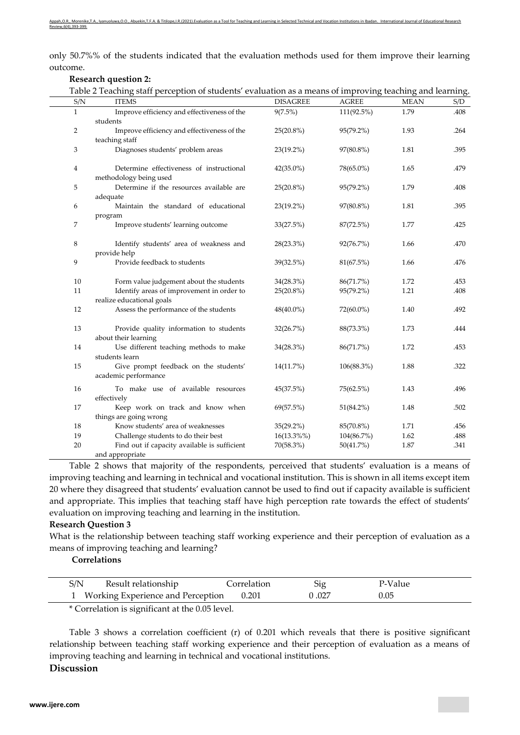only 50.7%% of the students indicated that the evaluation methods used for them improve their learning outcome.

**Research question 2:**

Table 2 Teaching staff perception of students' evaluation as a means of improving teaching and learning.

| S/N | ITEMS | DISAGREE | AGREE | MEAN | S/D |
|---|---|---|---|---|---|
| 1 | Improve efficiency and effectiveness of the students | 9(7.5%) | 111(92.5%) | 1.79 | .408 |
| 2 | Improve efficiency and effectiveness of the teaching staff | 25(20.8%) | 95(79.2%) | 1.93 | .264 |
| 3 | Diagnoses students' problem areas | 23(19.2%) | 97(80.8%) | 1.81 | .395 |
| 4 | Determine effectiveness of instructional methodology being used | 42(35.0%) | 78(65.0%) | 1.65 | .479 |
| 5 | Determine if the resources available are adequate | 25(20.8%) | 95(79.2%) | 1.79 | .408 |
| 6 | Maintain the standard of educational program | 23(19.2%) | 97(80.8%) | 1.81 | .395 |
| 7 | Improve students' learning outcome | 33(27.5%) | 87(72.5%) | 1.77 | .425 |
| 8 | Identify students' area of weakness and provide help | 28(23.3%) | 92(76.7%) | 1.66 | .470 |
| 9 | Provide feedback to students | 39(32.5%) | 81(67.5%) | 1.66 | .476 |
| 10 | Form value judgement about the students | 34(28.3%) | 86(71.7%) | 1.72 | .453 |
| 11 | Identify areas of improvement in order to realize educational goals | 25(20.8%) | 95(79.2%) | 1.21 | .408 |
| 12 | Assess the performance of the students | 48(40.0%) | 72(60.0%) | 1.40 | .492 |
| 13 | Provide quality information to students about their learning | 32(26.7%) | 88(73.3%) | 1.73 | .444 |
| 14 | Use different teaching methods to make students learn | 34(28.3%) | 86(71.7%) | 1.72 | .453 |
| 15 | Give prompt feedback on the students' academic performance | 14(11.7%) | 106(88.3%) | 1.88 | .322 |
| 16 | To make use of available resources effectively | 45(37.5%) | 75(62.5%) | 1.43 | .496 |
| 17 | Keep work on track and know when things are going wrong | 69(57.5%) | 51(84.2%) | 1.48 | .502 |
| 18 | Know students' area of weaknesses | 35(29.2%) | 85(70.8%) | 1.71 | .456 |
| 19 | Challenge students to do their best | 16(13.3%%) | 104(86.7%) | 1.62 | .488 |
| 20 | Find out if capacity available is sufficient and appropriate | 70(58.3%) | 50(41.7%) | 1.87 | .341 |

Table 2 shows that majority of the respondents, perceived that students' evaluation is a means of improving teaching and learning in technical and vocational institution. This is shown in all items except item 20 where they disagreed that students' evaluation cannot be used to find out if capacity available is sufficient and appropriate. This implies that teaching staff have high perception rate towards the effect of students' evaluation on improving teaching and learning in the institution.

**Research Question 3**

What is the relationship between teaching staff working experience and their perception of evaluation as a means of improving teaching and learning?

**Correlations**

| S/N | Result relationship | Correlation | Sig | P-Value |
|---|---|---|---|---|
| 1 | Working Experience and Perception | 0.201 | 0 .027 | 0.05 |

\* Correlation is significant at the 0.05 level.

Table 3 shows a correlation coefficient (r) of 0.201 which reveals that there is positive significant relationship between teaching staff working experience and their perception of evaluation as a means of improving teaching and learning in technical and vocational institutions.

## Discussion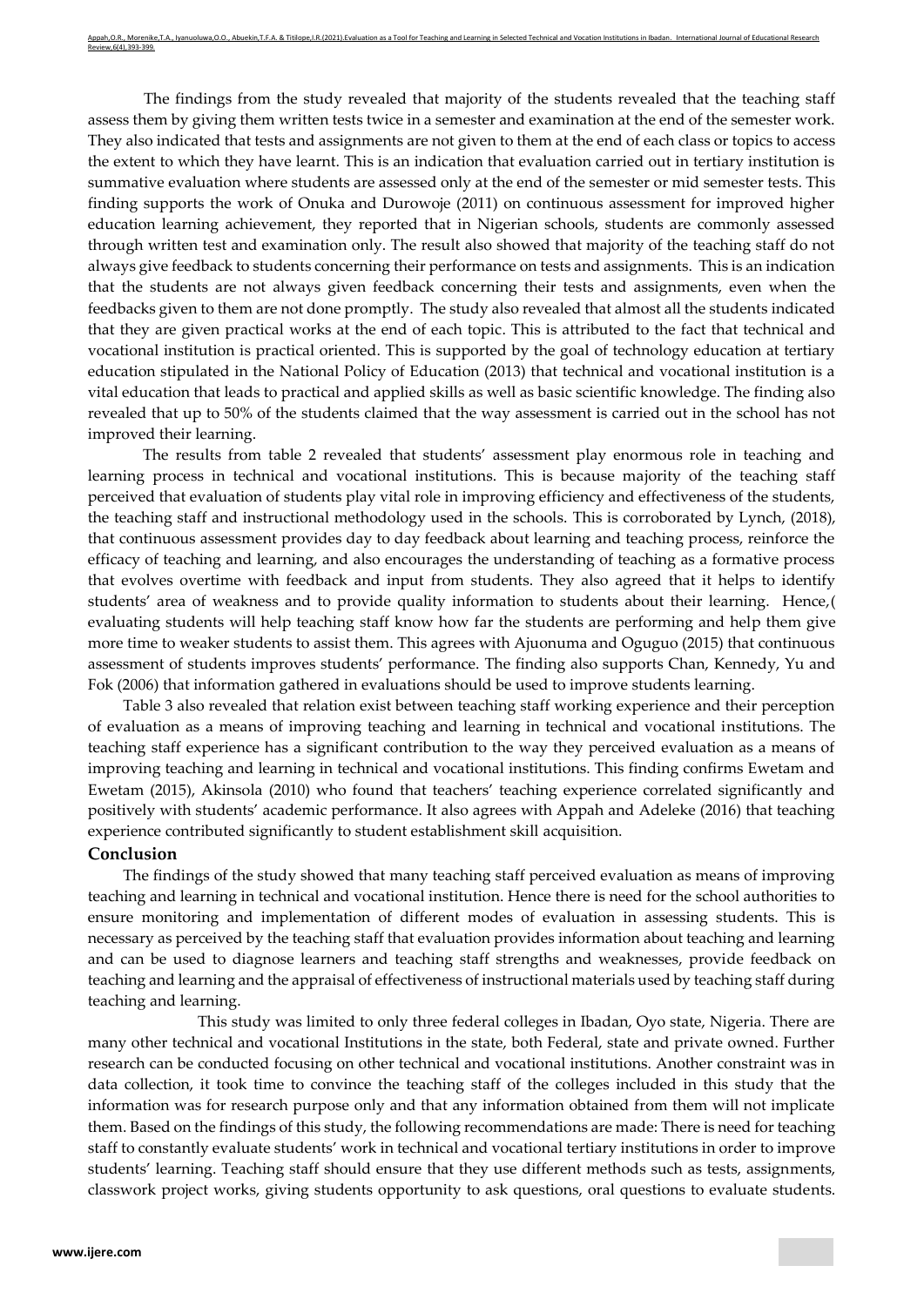The findings from the study revealed that majority of the students revealed that the teaching staff assess them by giving them written tests twice in a semester and examination at the end of the semester work. They also indicated that tests and assignments are not given to them at the end of each class or topics to access the extent to which they have learnt. This is an indication that evaluation carried out in tertiary institution is summative evaluation where students are assessed only at the end of the semester or mid semester tests. This finding supports the work of Onuka and Durowoje (2011) on continuous assessment for improved higher education learning achievement, they reported that in Nigerian schools, students are commonly assessed through written test and examination only. The result also showed that majority of the teaching staff do not always give feedback to students concerning their performance on tests and assignments. This is an indication that the students are not always given feedback concerning their tests and assignments, even when the feedbacks given to them are not done promptly. The study also revealed that almost all the students indicated that they are given practical works at the end of each topic. This is attributed to the fact that technical and vocational institution is practical oriented. This is supported by the goal of technology education at tertiary education stipulated in the National Policy of Education (2013) that technical and vocational institution is a vital education that leads to practical and applied skills as well as basic scientific knowledge. The finding also revealed that up to 50% of the students claimed that the way assessment is carried out in the school has not improved their learning.

The results from table 2 revealed that students' assessment play enormous role in teaching and learning process in technical and vocational institutions. This is because majority of the teaching staff perceived that evaluation of students play vital role in improving efficiency and effectiveness of the students, the teaching staff and instructional methodology used in the schools. This is corroborated by Lynch, (2018), that continuous assessment provides day to day feedback about learning and teaching process, reinforce the efficacy of teaching and learning, and also encourages the understanding of teaching as a formative process that evolves overtime with feedback and input from students. They also agreed that it helps to identify students' area of weakness and to provide quality information to students about their learning. Hence,( evaluating students will help teaching staff know how far the students are performing and help them give more time to weaker students to assist them. This agrees with Ajuonuma and Oguguo (2015) that continuous assessment of students improves students' performance. The finding also supports Chan, Kennedy, Yu and Fok (2006) that information gathered in evaluations should be used to improve students learning.

Table 3 also revealed that relation exist between teaching staff working experience and their perception of evaluation as a means of improving teaching and learning in technical and vocational institutions. The teaching staff experience has a significant contribution to the way they perceived evaluation as a means of improving teaching and learning in technical and vocational institutions. This finding confirms Ewetam and Ewetam (2015), Akinsola (2010) who found that teachers' teaching experience correlated significantly and positively with students' academic performance. It also agrees with Appah and Adeleke (2016) that teaching experience contributed significantly to student establishment skill acquisition.

## Conclusion

The findings of the study showed that many teaching staff perceived evaluation as means of improving teaching and learning in technical and vocational institution. Hence there is need for the school authorities to ensure monitoring and implementation of different modes of evaluation in assessing students. This is necessary as perceived by the teaching staff that evaluation provides information about teaching and learning and can be used to diagnose learners and teaching staff strengths and weaknesses, provide feedback on teaching and learning and the appraisal of effectiveness of instructional materials used by teaching staff during teaching and learning.

This study was limited to only three federal colleges in Ibadan, Oyo state, Nigeria. There are many other technical and vocational Institutions in the state, both Federal, state and private owned. Further research can be conducted focusing on other technical and vocational institutions. Another constraint was in data collection, it took time to convince the teaching staff of the colleges included in this study that the information was for research purpose only and that any information obtained from them will not implicate them. Based on the findings of this study, the following recommendations are made: There is need for teaching staff to constantly evaluate students' work in technical and vocational tertiary institutions in order to improve students' learning. Teaching staff should ensure that they use different methods such as tests, assignments, classwork project works, giving students opportunity to ask questions, oral questions to evaluate students.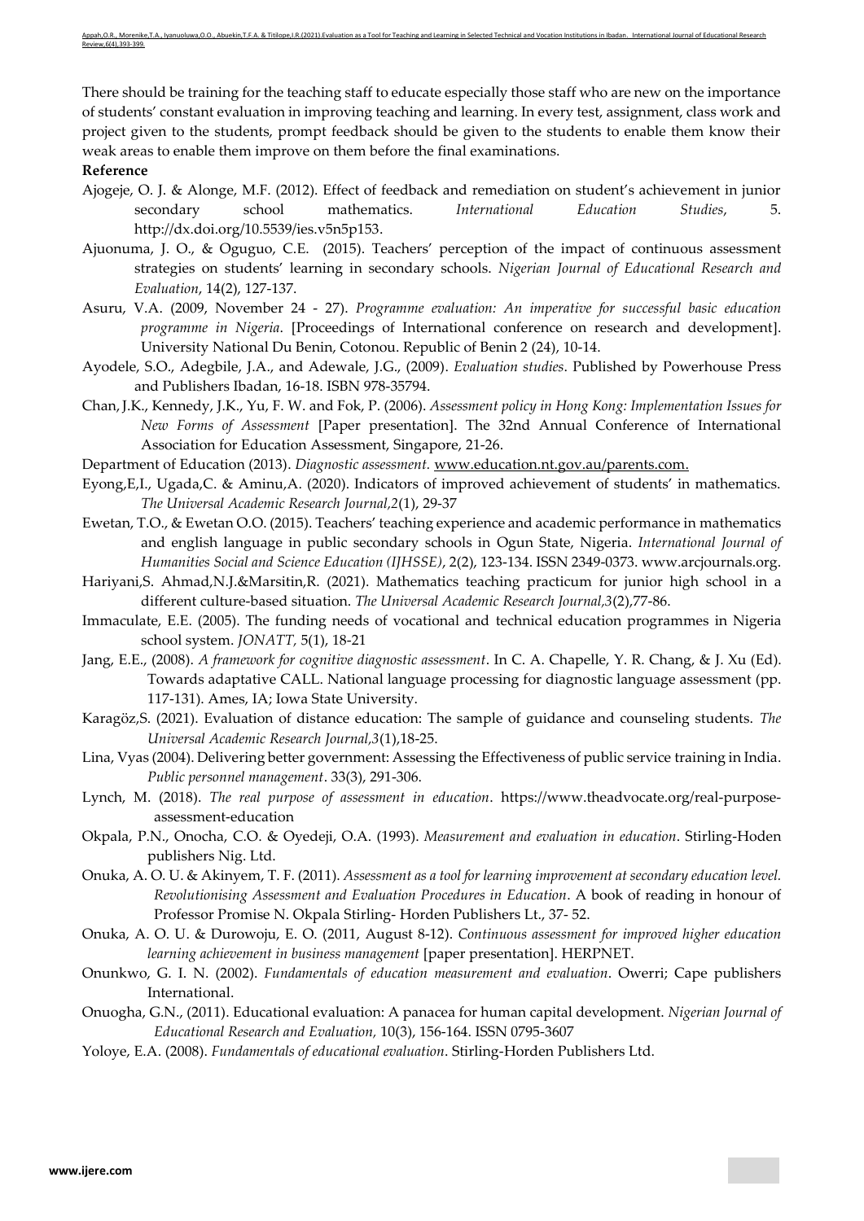There should be training for the teaching staff to educate especially those staff who are new on the importance of students' constant evaluation in improving teaching and learning. In every test, assignment, class work and project given to the students, prompt feedback should be given to the students to enable them know their weak areas to enable them improve on them before the final examinations.

**Reference**

Ajogeje, O. J. & Alonge, M.F. (2012). Effect of feedback and remediation on student's achievement in junior secondary school mathematics. *International Education Studies*, 5. http://dx.doi.org/10.5539/ies.v5n5p153.

Ajuonuma, J. O., & Oguguo, C.E. (2015). Teachers' perception of the impact of continuous assessment strategies on students' learning in secondary schools. *Nigerian Journal of Educational Research and Evaluation*, 14(2), 127-137.

Asuru, V.A. (2009, November 24 - 27). *Programme evaluation: An imperative for successful basic education programme in Nigeria*. [Proceedings of International conference on research and development]. University National Du Benin, Cotonou. Republic of Benin 2 (24), 10-14.

Ayodele, S.O., Adegbile, J.A., and Adewale, J.G., (2009). *Evaluation studies*. Published by Powerhouse Press and Publishers Ibadan, 16-18. ISBN 978-35794.

Chan, J.K., Kennedy, J.K., Yu, F. W. and Fok, P. (2006). *Assessment policy in Hong Kong: Implementation Issues for New Forms of Assessment* [Paper presentation]. The 32nd Annual Conference of International Association for Education Assessment, Singapore, 21-26.

Department of Education (2013). *Diagnostic assessment.* www.education.nt.gov.au/parents.com.

Eyong,E,I., Ugada,C. & Aminu,A. (2020). Indicators of improved achievement of students' in mathematics. *The Universal Academic Research Journal,2*(1), 29-37

Ewetan, T.O., & Ewetan O.O. (2015). Teachers' teaching experience and academic performance in mathematics and english language in public secondary schools in Ogun State, Nigeria. *International Journal of Humanities Social and Science Education (IJHSSE)*, 2(2), 123-134. ISSN 2349-0373. www.arcjournals.org.

Hariyani,S. Ahmad,N.J.&Marsitin,R. (2021). Mathematics teaching practicum for junior high school in a different culture-based situation. *The Universal Academic Research Journal,3*(2),77-86.

Immaculate, E.E. (2005). The funding needs of vocational and technical education programmes in Nigeria school system. *JONATT,* 5(1), 18-21

Jang, E.E., (2008). *A framework for cognitive diagnostic assessment*. In C. A. Chapelle, Y. R. Chang, & J. Xu (Ed). Towards adaptative CALL. National language processing for diagnostic language assessment (pp. 117-131). Ames, IA; Iowa State University.

Karagöz,S. (2021). Evaluation of distance education: The sample of guidance and counseling students. *The Universal Academic Research Journal,3*(1),18-25.

Lina, Vyas (2004). Delivering better government: Assessing the Effectiveness of public service training in India. *Public personnel management*. 33(3), 291-306.

Lynch, M. (2018). *The real purpose of assessment in education*. https://www.theadvocate.org/real-purpose-assessment-education

Okpala, P.N., Onocha, C.O. & Oyedeji, O.A. (1993). *Measurement and evaluation in education*. Stirling-Hoden publishers Nig. Ltd.

Onuka, A. O. U. & Akinyem, T. F. (2011). *Assessment as a tool for learning improvement at secondary education level. Revolutionising Assessment and Evaluation Procedures in Education*. A book of reading in honour of Professor Promise N. Okpala Stirling- Horden Publishers Lt., 37- 52.

Onuka, A. O. U. & Durowoju, E. O. (2011, August 8-12). *Continuous assessment for improved higher education learning achievement in business management* [paper presentation]. HERPNET.

Onunkwo, G. I. N. (2002). *Fundamentals of education measurement and evaluation*. Owerri; Cape publishers International.

Onuogha, G.N., (2011). Educational evaluation: A panacea for human capital development. *Nigerian Journal of Educational Research and Evaluation,* 10(3), 156-164. ISSN 0795-3607

Yoloye, E.A. (2008). *Fundamentals of educational evaluation*. Stirling-Horden Publishers Ltd.